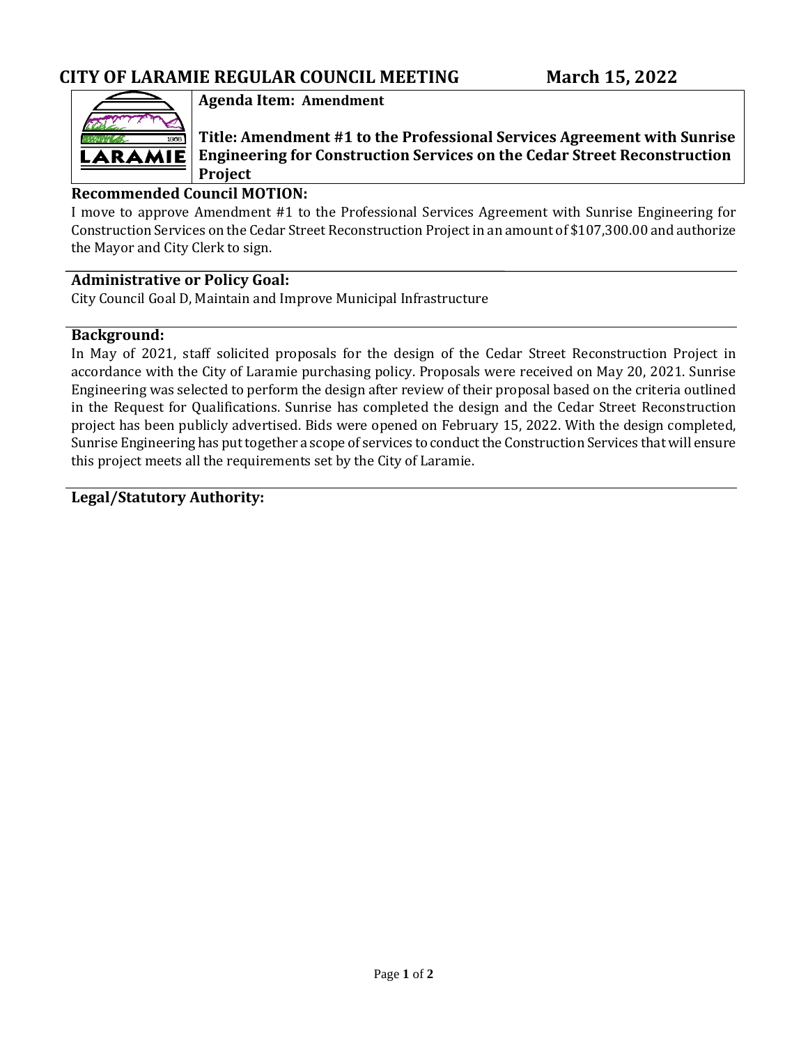# CITY OF LARAMIE REGULAR COUNCIL MEETING March 15, 2022

**Agenda Item: Amendment**

**Title: Amendment #1 to the Professional Services Agreement with Sunrise Engineering for Construction Services on the Cedar Street Reconstruction Project**

## Recommended Council MOTION:

I move to approve Amendment #1 to the Professional Services Agreement with Sunrise Engineering for Construction Services on the Cedar Street Reconstruction Project in an amount of $107,300.00 and authorize the Mayor and City Clerk to sign.

## Administrative or Policy Goal:

City Council Goal D, Maintain and Improve Municipal Infrastructure

## Background:

In May of 2021, staff solicited proposals for the design of the Cedar Street Reconstruction Project in accordance with the City of Laramie purchasing policy. Proposals were received on May 20, 2021. Sunrise Engineering was selected to perform the design after review of their proposal based on the criteria outlined in the Request for Qualifications. Sunrise has completed the design and the Cedar Street Reconstruction project has been publicly advertised. Bids were opened on February 15, 2022. With the design completed, Sunrise Engineering has put together a scope of services to conduct the Construction Services that will ensure this project meets all the requirements set by the City of Laramie.

## Legal/Statutory Authority: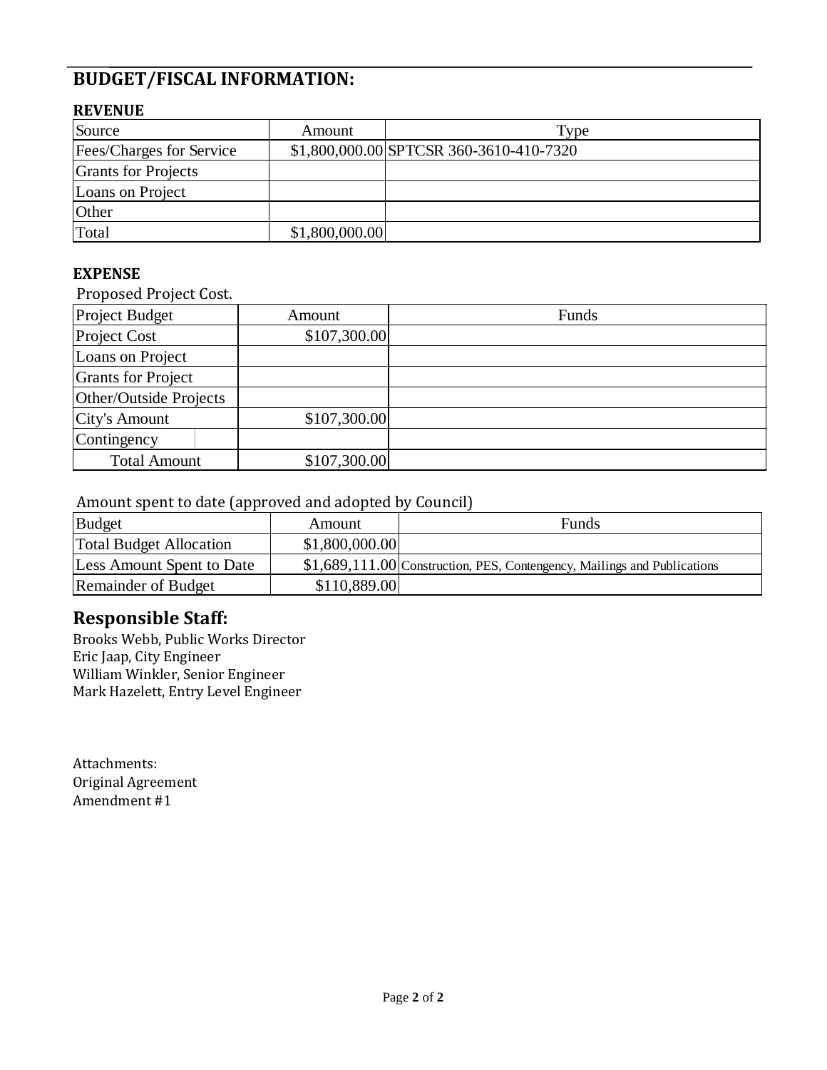## BUDGET/FISCAL INFORMATION:

**REVENUE**

| Source | Amount | Type |
|---|---|---|
| Fees/Charges for Service | $1,800,000.00 | SPTCSR 360-3610-410-7320 |
| Grants for Projects | | |
| Loans on Project | | |
| Other | | |
| Total | $1,800,000.00 | |

**EXPENSE**

Proposed Project Cost.

| Project Budget | Amount | Funds |
|---|---|---|
| Project Cost | $107,300.00 | |
| Loans on Project | | |
| Grants for Project | | |
| Other/Outside Projects | | |
| City's Amount | $107,300.00 | |
| Contingency | | |
| Total Amount | $107,300.00 | |

Amount spent to date (approved and adopted by Council)

| Budget | Amount | Funds |
|---|---|---|
| Total Budget Allocation | $1,800,000.00 | |
| Less Amount Spent to Date | $1,689,111.00 | Construction, PES, Contengency, Mailings and Publications |
| Remainder of Budget | $110,889.00 | |

## Responsible Staff:

Brooks Webb, Public Works Director
Eric Jaap, City Engineer
William Winkler, Senior Engineer
Mark Hazelett, Entry Level Engineer

Attachments:
Original Agreement
Amendment #1